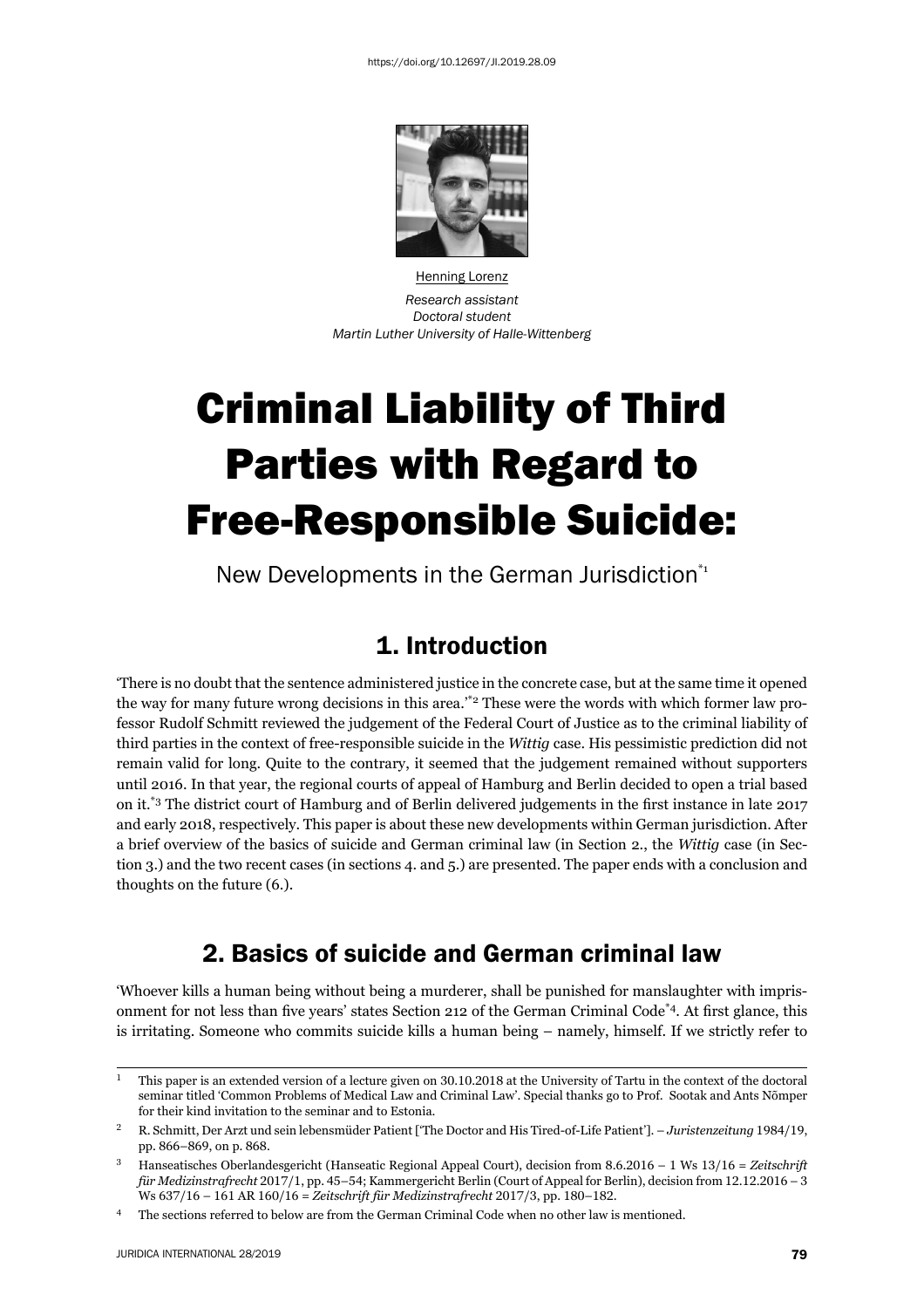https://doi.org/10.12697/JI.2019.28.09

Henning Lorenz

*Research assistant*
*Doctoral student*
*Martin Luther University of Halle-Wittenberg*

# Criminal Liability of Third Parties with Regard to Free-Responsible Suicide:

New Developments in the German Jurisdiction[*1]

## 1. Introduction

'There is no doubt that the sentence administered justice in the concrete case, but at the same time it opened the way for many future wrong decisions in this area.'[*2] These were the words with which former law professor Rudolf Schmitt reviewed the judgement of the Federal Court of Justice as to the criminal liability of third parties in the context of free-responsible suicide in the *Wittig* case. His pessimistic prediction did not remain valid for long. Quite to the contrary, it seemed that the judgement remained without supporters until 2016. In that year, the regional courts of appeal of Hamburg and Berlin decided to open a trial based on it.[*3] The district court of Hamburg and of Berlin delivered judgements in the first instance in late 2017 and early 2018, respectively. This paper is about these new developments within German jurisdiction. After a brief overview of the basics of suicide and German criminal law (in Section 2., the *Wittig* case (in Section 3.) and the two recent cases (in sections 4. and 5.) are presented. The paper ends with a conclusion and thoughts on the future (6.).

## 2. Basics of suicide and German criminal law

'Whoever kills a human being without being a murderer, shall be punished for manslaughter with imprisonment for not less than five years' states Section 212 of the German Criminal Code[*4]. At first glance, this is irritating. Someone who commits suicide kills a human being – namely, himself. If we strictly refer to

---

[1] This paper is an extended version of a lecture given on 30.10.2018 at the University of Tartu in the context of the doctoral seminar titled 'Common Problems of Medical Law and Criminal Law'. Special thanks go to Prof. Sootak and Ants Nõmper for their kind invitation to the seminar and to Estonia.

[2] R. Schmitt, Der Arzt und sein lebensmüder Patient ['The Doctor and His Tired-of-Life Patient']. – *Juristenzeitung* 1984/19, pp. 866–869, on p. 868.

[3] Hanseatisches Oberlandesgericht (Hanseatic Regional Appeal Court), decision from 8.6.2016 – 1 Ws 13/16 = *Zeitschrift für Medizinstrafrecht* 2017/1, pp. 45–54; Kammergericht Berlin (Court of Appeal for Berlin), decision from 12.12.2016 – 3 Ws 637/16 – 161 AR 160/16 = *Zeitschrift für Medizinstrafrecht* 2017/3, pp. 180–182.

[4] The sections referred to below are from the German Criminal Code when no other law is mentioned.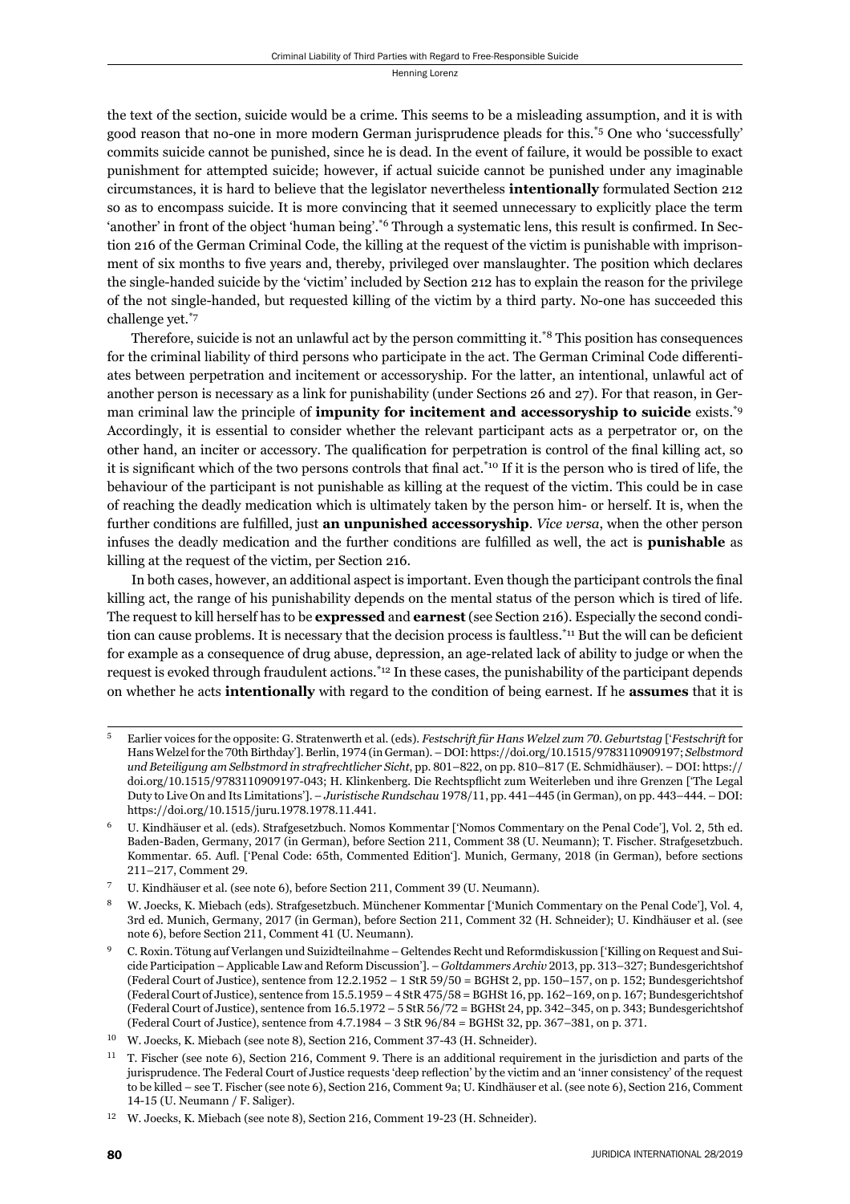the text of the section, suicide would be a crime. This seems to be a misleading assumption, and it is with good reason that no-one in more modern German jurisprudence pleads for this.[*5] One who 'successfully' commits suicide cannot be punished, since he is dead. In the event of failure, it would be possible to exact punishment for attempted suicide; however, if actual suicide cannot be punished under any imaginable circumstances, it is hard to believe that the legislator nevertheless **intentionally** formulated Section 212 so as to encompass suicide. It is more convincing that it seemed unnecessary to explicitly place the term 'another' in front of the object 'human being'.[*6] Through a systematic lens, this result is confirmed. In Section 216 of the German Criminal Code, the killing at the request of the victim is punishable with imprisonment of six months to five years and, thereby, privileged over manslaughter. The position which declares the single-handed suicide by the 'victim' included by Section 212 has to explain the reason for the privilege of the not single-handed, but requested killing of the victim by a third party. No-one has succeeded this challenge yet.[*7]

Therefore, suicide is not an unlawful act by the person committing it.[*8] This position has consequences for the criminal liability of third persons who participate in the act. The German Criminal Code differentiates between perpetration and incitement or accessoryship. For the latter, an intentional, unlawful act of another person is necessary as a link for punishability (under Sections 26 and 27). For that reason, in German criminal law the principle of **impunity for incitement and accessoryship to suicide** exists.[*9] Accordingly, it is essential to consider whether the relevant participant acts as a perpetrator or, on the other hand, an inciter or accessory. The qualification for perpetration is control of the final killing act, so it is significant which of the two persons controls that final act.[*10] If it is the person who is tired of life, the behaviour of the participant is not punishable as killing at the request of the victim. This could be in case of reaching the deadly medication which is ultimately taken by the person him- or herself. It is, when the further conditions are fulfilled, just **an unpunished accessoryship**. *Vice versa*, when the other person infuses the deadly medication and the further conditions are fulfilled as well, the act is **punishable** as killing at the request of the victim, per Section 216.

In both cases, however, an additional aspect is important. Even though the participant controls the final killing act, the range of his punishability depends on the mental status of the person which is tired of life. The request to kill herself has to be **expressed** and **earnest** (see Section 216). Especially the second condition can cause problems. It is necessary that the decision process is faultless.[*11] But the will can be deficient for example as a consequence of drug abuse, depression, an age-related lack of ability to judge or when the request is evoked through fraudulent actions.[*12] In these cases, the punishability of the participant depends on whether he acts **intentionally** with regard to the condition of being earnest. If he **assumes** that it is

---

5 Earlier voices for the opposite: G. Stratenwerth et al. (eds). *Festschrift für Hans Welzel zum 70. Geburtstag* ['*Festschrift* for Hans Welzel for the 70th Birthday']. Berlin, 1974 (in German). – DOI: https://doi.org/10.1515/9783110909197; *Selbstmord und Beteiligung am Selbstmord in strafrechtlicher Sicht*, pp. 801–822, on pp. 810–817 (E. Schmidhäuser). – DOI: https://doi.org/10.1515/9783110909197-043; H. Klinkenberg. Die Rechtspflicht zum Weiterleben und ihre Grenzen ['The Legal Duty to Live On and Its Limitations']. – *Juristische Rundschau* 1978/11, pp. 441–445 (in German), on pp. 443–444. – DOI: https://doi.org/10.1515/juru.1978.1978.11.441.

6 U. Kindhäuser et al. (eds). Strafgesetzbuch. Nomos Kommentar ['Nomos Commentary on the Penal Code'], Vol. 2, 5th ed. Baden-Baden, Germany, 2017 (in German), before Section 211, Comment 38 (U. Neumann); T. Fischer. Strafgesetzbuch. Kommentar. 65. Aufl. ['Penal Code: 65th, Commented Edition']. Munich, Germany, 2018 (in German), before sections 211–217, Comment 29.

7 U. Kindhäuser et al. (see note 6), before Section 211, Comment 39 (U. Neumann).

8 W. Joecks, K. Miebach (eds). Strafgesetzbuch. Münchener Kommentar ['Munich Commentary on the Penal Code'], Vol. 4, 3rd ed. Munich, Germany, 2017 (in German), before Section 211, Comment 32 (H. Schneider); U. Kindhäuser et al. (see note 6), before Section 211, Comment 41 (U. Neumann).

9 C. Roxin. Tötung auf Verlangen und Suizidteilnahme – Geltendes Recht und Reformdiskussion ['Killing on Request and Suicide Participation – Applicable Law and Reform Discussion']. – *Goltdammers Archiv* 2013, pp. 313–327; Bundesgerichtshof (Federal Court of Justice), sentence from 12.2.1952 – 1 StR 59/50 = BGHSt 2, pp. 150–157, on p. 152; Bundesgerichtshof (Federal Court of Justice), sentence from 15.5.1959 – 4 StR 475/58 = BGHSt 16, pp. 162–169, on p. 167; Bundesgerichtshof (Federal Court of Justice), sentence from 16.5.1972 – 5 StR 56/72 = BGHSt 24, pp. 342–345, on p. 343; Bundesgerichtshof (Federal Court of Justice), sentence from 4.7.1984 – 3 StR 96/84 = BGHSt 32, pp. 367–381, on p. 371.

10 W. Joecks, K. Miebach (see note 8), Section 216, Comment 37-43 (H. Schneider).

11 T. Fischer (see note 6), Section 216, Comment 9. There is an additional requirement in the jurisdiction and parts of the jurisprudence. The Federal Court of Justice requests 'deep reflection' by the victim and an 'inner consistency' of the request to be killed – see T. Fischer (see note 6), Section 216, Comment 9a; U. Kindhäuser et al. (see note 6), Section 216, Comment 14-15 (U. Neumann / F. Saliger).

12 W. Joecks, K. Miebach (see note 8), Section 216, Comment 19-23 (H. Schneider).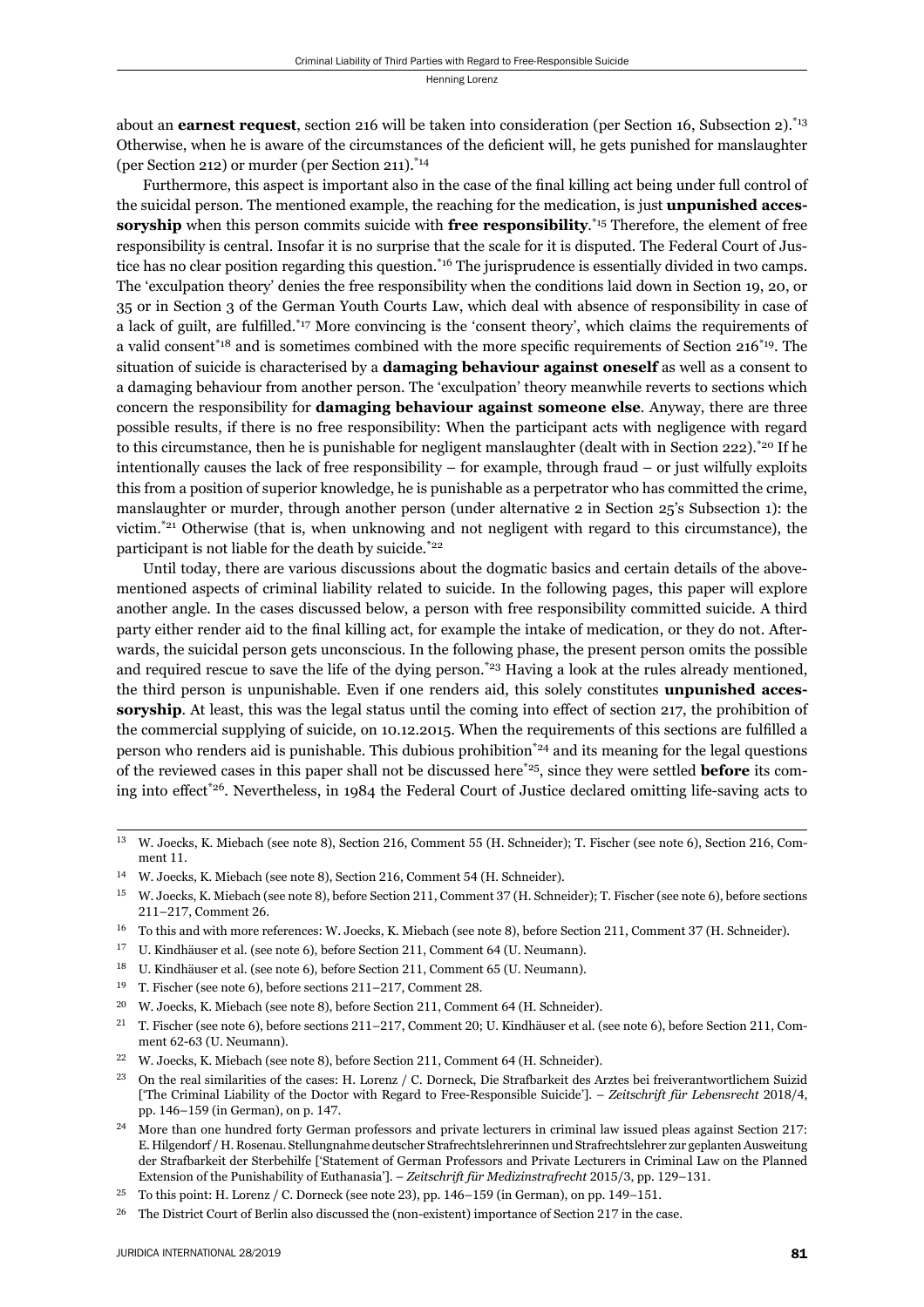about an **earnest request**, section 216 will be taken into consideration (per Section 16, Subsection 2).*[13] Otherwise, when he is aware of the circumstances of the deficient will, he gets punished for manslaughter (per Section 212) or murder (per Section 211).*[14]

Furthermore, this aspect is important also in the case of the final killing act being under full control of the suicidal person. The mentioned example, the reaching for the medication, is just **unpunished accessoryship** when this person commits suicide with **free responsibility**.*[15] Therefore, the element of free responsibility is central. Insofar it is no surprise that the scale for it is disputed. The Federal Court of Justice has no clear position regarding this question.*[16] The jurisprudence is essentially divided in two camps. The 'exculpation theory' denies the free responsibility when the conditions laid down in Section 19, 20, or 35 or in Section 3 of the German Youth Courts Law, which deal with absence of responsibility in case of a lack of guilt, are fulfilled.*[17] More convincing is the 'consent theory', which claims the requirements of a valid consent*[18] and is sometimes combined with the more specific requirements of Section 216*[19]. The situation of suicide is characterised by a **damaging behaviour against oneself** as well as a consent to a damaging behaviour from another person. The 'exculpation' theory meanwhile reverts to sections which concern the responsibility for **damaging behaviour against someone else**. Anyway, there are three possible results, if there is no free responsibility: When the participant acts with negligence with regard to this circumstance, then he is punishable for negligent manslaughter (dealt with in Section 222).*[20] If he intentionally causes the lack of free responsibility – for example, through fraud – or just wilfully exploits this from a position of superior knowledge, he is punishable as a perpetrator who has committed the crime, manslaughter or murder, through another person (under alternative 2 in Section 25's Subsection 1): the victim.*[21] Otherwise (that is, when unknowing and not negligent with regard to this circumstance), the participant is not liable for the death by suicide.*[22]

Until today, there are various discussions about the dogmatic basics and certain details of the above-mentioned aspects of criminal liability related to suicide. In the following pages, this paper will explore another angle. In the cases discussed below, a person with free responsibility committed suicide. A third party either render aid to the final killing act, for example the intake of medication, or they do not. Afterwards, the suicidal person gets unconscious. In the following phase, the present person omits the possible and required rescue to save the life of the dying person.*[23] Having a look at the rules already mentioned, the third person is unpunishable. Even if one renders aid, this solely constitutes **unpunished accessoryship**. At least, this was the legal status until the coming into effect of section 217, the prohibition of the commercial supplying of suicide, on 10.12.2015. When the requirements of this sections are fulfilled a person who renders aid is punishable. This dubious prohibition*[24] and its meaning for the legal questions of the reviewed cases in this paper shall not be discussed here*[25], since they were settled **before** its coming into effect*[26]. Nevertheless, in 1984 the Federal Court of Justice declared omitting life-saving acts to

---

[13] W. Joecks, K. Miebach (see note 8), Section 216, Comment 55 (H. Schneider); T. Fischer (see note 6), Section 216, Comment 11.

[14] W. Joecks, K. Miebach (see note 8), Section 216, Comment 54 (H. Schneider).

[15] W. Joecks, K. Miebach (see note 8), before Section 211, Comment 37 (H. Schneider); T. Fischer (see note 6), before sections 211–217, Comment 26.

[16] To this and with more references: W. Joecks, K. Miebach (see note 8), before Section 211, Comment 37 (H. Schneider).

[17] U. Kindhäuser et al. (see note 6), before Section 211, Comment 64 (U. Neumann).

[18] U. Kindhäuser et al. (see note 6), before Section 211, Comment 65 (U. Neumann).

[19] T. Fischer (see note 6), before sections 211–217, Comment 28.

[20] W. Joecks, K. Miebach (see note 8), before Section 211, Comment 64 (H. Schneider).

[21] T. Fischer (see note 6), before sections 211–217, Comment 20; U. Kindhäuser et al. (see note 6), before Section 211, Comment 62-63 (U. Neumann).

[22] W. Joecks, K. Miebach (see note 8), before Section 211, Comment 64 (H. Schneider).

[23] On the real similarities of the cases: H. Lorenz / C. Dorneck, Die Strafbarkeit des Arztes bei freiverantwortlichem Suizid ['The Criminal Liability of the Doctor with Regard to Free-Responsible Suicide']. – *Zeitschrift für Lebensrecht* 2018/4, pp. 146–159 (in German), on p. 147.

[24] More than one hundred forty German professors and private lecturers in criminal law issued pleas against Section 217: E. Hilgendorf / H. Rosenau. Stellungnahme deutscher Strafrechtslehrerinnen und Strafrechtslehrer zur geplanten Ausweitung der Strafbarkeit der Sterbehilfe ['Statement of German Professors and Private Lecturers in Criminal Law on the Planned Extension of the Punishability of Euthanasia']. – *Zeitschrift für Medizinstrafrecht* 2015/3, pp. 129–131.

[25] To this point: H. Lorenz / C. Dorneck (see note 23), pp. 146–159 (in German), on pp. 149–151.

[26] The District Court of Berlin also discussed the (non-existent) importance of Section 217 in the case.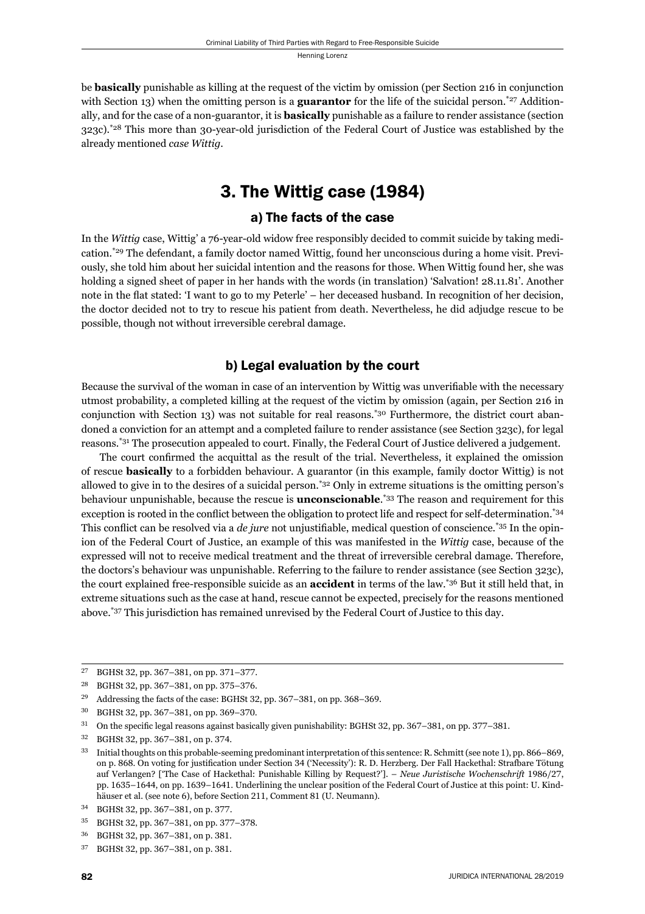be **basically** punishable as killing at the request of the victim by omission (per Section 216 in conjunction with Section 13) when the omitting person is a **guarantor** for the life of the suicidal person.[27] Additionally, and for the case of a non-guarantor, it is **basically** punishable as a failure to render assistance (section 323c).[28] This more than 30-year-old jurisdiction of the Federal Court of Justice was established by the already mentioned *case Wittig*.

## 3. The Wittig case (1984)

### a) The facts of the case

In the *Wittig* case, Wittig' a 76-year-old widow free responsibly decided to commit suicide by taking medication.[29] The defendant, a family doctor named Wittig, found her unconscious during a home visit. Previously, she told him about her suicidal intention and the reasons for those. When Wittig found her, she was holding a signed sheet of paper in her hands with the words (in translation) 'Salvation! 28.11.81'. Another note in the flat stated: 'I want to go to my Peterle' – her deceased husband. In recognition of her decision, the doctor decided not to try to rescue his patient from death. Nevertheless, he did adjudge rescue to be possible, though not without irreversible cerebral damage.

### b) Legal evaluation by the court

Because the survival of the woman in case of an intervention by Wittig was unverifiable with the necessary utmost probability, a completed killing at the request of the victim by omission (again, per Section 216 in conjunction with Section 13) was not suitable for real reasons.[30] Furthermore, the district court abandoned a conviction for an attempt and a completed failure to render assistance (see Section 323c), for legal reasons.[31] The prosecution appealed to court. Finally, the Federal Court of Justice delivered a judgement.

The court confirmed the acquittal as the result of the trial. Nevertheless, it explained the omission of rescue **basically** to a forbidden behaviour. A guarantor (in this example, family doctor Wittig) is not allowed to give in to the desires of a suicidal person.[32] Only in extreme situations is the omitting person's behaviour unpunishable, because the rescue is **unconscionable**.[33] The reason and requirement for this exception is rooted in the conflict between the obligation to protect life and respect for self-determination.[34] This conflict can be resolved via a *de jure* not unjustifiable, medical question of conscience.[35] In the opinion of the Federal Court of Justice, an example of this was manifested in the *Wittig* case, because of the expressed will not to receive medical treatment and the threat of irreversible cerebral damage. Therefore, the doctors's behaviour was unpunishable. Referring to the failure to render assistance (see Section 323c), the court explained free-responsible suicide as an **accident** in terms of the law.[36] But it still held that, in extreme situations such as the case at hand, rescue cannot be expected, precisely for the reasons mentioned above.[37] This jurisdiction has remained unrevised by the Federal Court of Justice to this day.

---

[27] BGHSt 32, pp. 367–381, on pp. 371–377.

[28] BGHSt 32, pp. 367–381, on pp. 375–376.

[29] Addressing the facts of the case: BGHSt 32, pp. 367–381, on pp. 368–369.

[30] BGHSt 32, pp. 367–381, on pp. 369–370.

[31] On the specific legal reasons against basically given punishability: BGHSt 32, pp. 367–381, on pp. 377–381.

[32] BGHSt 32, pp. 367–381, on p. 374.

[33] Initial thoughts on this probable-seeming predominant interpretation of this sentence: R. Schmitt (see note 1), pp. 866–869, on p. 868. On voting for justification under Section 34 ('Necessity'): R. D. Herzberg. Der Fall Hackethal: Strafbare Tötung auf Verlangen? ['The Case of Hackethal: Punishable Killing by Request?']. – *Neue Juristische Wochenschrift* 1986/27, pp. 1635–1644, on pp. 1639–1641. Underlining the unclear position of the Federal Court of Justice at this point: U. Kindhäuser et al. (see note 6), before Section 211, Comment 81 (U. Neumann).

[34] BGHSt 32, pp. 367–381, on p. 377.

[35] BGHSt 32, pp. 367–381, on pp. 377–378.

[36] BGHSt 32, pp. 367–381, on p. 381.

[37] BGHSt 32, pp. 367–381, on p. 381.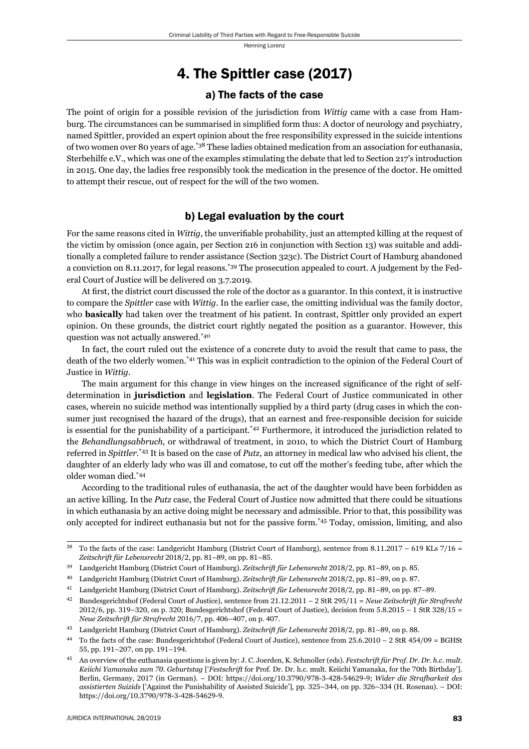## 4. The Spittler case (2017)

### a) The facts of the case

The point of origin for a possible revision of the jurisdiction from *Wittig* came with a case from Hamburg. The circumstances can be summarised in simplified form thus: A doctor of neurology and psychiatry, named Spittler, provided an expert opinion about the free responsibility expressed in the suicide intentions of two women over 80 years of age.[*38] These ladies obtained medication from an association for euthanasia, Sterbehilfe e.V., which was one of the examples stimulating the debate that led to Section 217's introduction in 2015. One day, the ladies free responsibly took the medication in the presence of the doctor. He omitted to attempt their rescue, out of respect for the will of the two women.

### b) Legal evaluation by the court

For the same reasons cited in *Wittig*, the unverifiable probability, just an attempted killing at the request of the victim by omission (once again, per Section 216 in conjunction with Section 13) was suitable and additionally a completed failure to render assistance (Section 323c). The District Court of Hamburg abandoned a conviction on 8.11.2017, for legal reasons.[*39] The prosecution appealed to court. A judgement by the Federal Court of Justice will be delivered on 3.7.2019.

At first, the district court discussed the role of the doctor as a guarantor. In this context, it is instructive to compare the *Spittler* case with *Wittig*. In the earlier case, the omitting individual was the family doctor, who **basically** had taken over the treatment of his patient. In contrast, Spittler only provided an expert opinion. On these grounds, the district court rightly negated the position as a guarantor. However, this question was not actually answered.[*40]

In fact, the court ruled out the existence of a concrete duty to avoid the result that came to pass, the death of the two elderly women.[*41] This was in explicit contradiction to the opinion of the Federal Court of Justice in *Wittig*.

The main argument for this change in view hinges on the increased significance of the right of self-determination in **jurisdiction** and **legislation**. The Federal Court of Justice communicated in other cases, wherein no suicide method was intentionally supplied by a third party (drug cases in which the consumer just recognised the hazard of the drugs), that an earnest and free-responsible decision for suicide is essential for the punishability of a participant.[*42] Furthermore, it introduced the jurisdiction related to the *Behandlungsabbruch*, or withdrawal of treatment, in 2010, to which the District Court of Hamburg referred in *Spittler*.[*43] It is based on the case of *Putz*, an attorney in medical law who advised his client, the daughter of an elderly lady who was ill and comatose, to cut off the mother's feeding tube, after which the older woman died.[*44]

According to the traditional rules of euthanasia, the act of the daughter would have been forbidden as an active killing. In the *Putz* case, the Federal Court of Justice now admitted that there could be situations in which euthanasia by an active doing might be necessary and admissible. Prior to that, this possibility was only accepted for indirect euthanasia but not for the passive form.[*45] Today, omission, limiting, and also

---

[38] To the facts of the case: Landgericht Hamburg (District Court of Hamburg), sentence from 8.11.2017 – 619 KLs 7/16 = *Zeitschrift für Lebensrecht* 2018/2, pp. 81–89, on pp. 81–85.

[39] Landgericht Hamburg (District Court of Hamburg). *Zeitschrift für Lebensrecht* 2018/2, pp. 81–89, on p. 85.

[40] Landgericht Hamburg (District Court of Hamburg). *Zeitschrift für Lebensrecht* 2018/2, pp. 81–89, on p. 87.

[41] Landgericht Hamburg (District Court of Hamburg). *Zeitschrift für Lebensrecht* 2018/2, pp. 81–89, on pp. 87–89.

[42] Bundesgerichtshof (Federal Court of Justice), sentence from 21.12.2011 – 2 StR 295/11 = *Neue Zeitschrift für Strafrecht* 2012/6, pp. 319–320, on p. 320; Bundesgerichtshof (Federal Court of Justice), decision from 5.8.2015 – 1 StR 328/15 = *Neue Zeitschrift für Strafrecht* 2016/7, pp. 406–407, on p. 407.

[43] Landgericht Hamburg (District Court of Hamburg). *Zeitschrift für Lebensrecht* 2018/2, pp. 81–89, on p. 88.

[44] To the facts of the case: Bundesgerichtshof (Federal Court of Justice), sentence from 25.6.2010 – 2 StR 454/09 = BGHSt 55, pp. 191–207, on pp. 191–194.

[45] An overview of the euthanasia questions is given by: J. C. Joerden, K. Schmoller (eds). *Festschrift für Prof. Dr. Dr. h.c. mult. Keiichi Yamanaka zum 70. Geburtstag* ['*Festschrift* for Prof. Dr. Dr. h.c. mult. Keiichi Yamanaka, for the 70th Birthday']. Berlin, Germany, 2017 (in German). – DOI: https://doi.org/10.3790/978-3-428-54629-9; *Wider die Strafbarkeit des assistierten Suizids* ['Against the Punishability of Assisted Suicide'], pp. 325–344, on pp. 326–334 (H. Rosenau). – DOI: https://doi.org/10.3790/978-3-428-54629-9.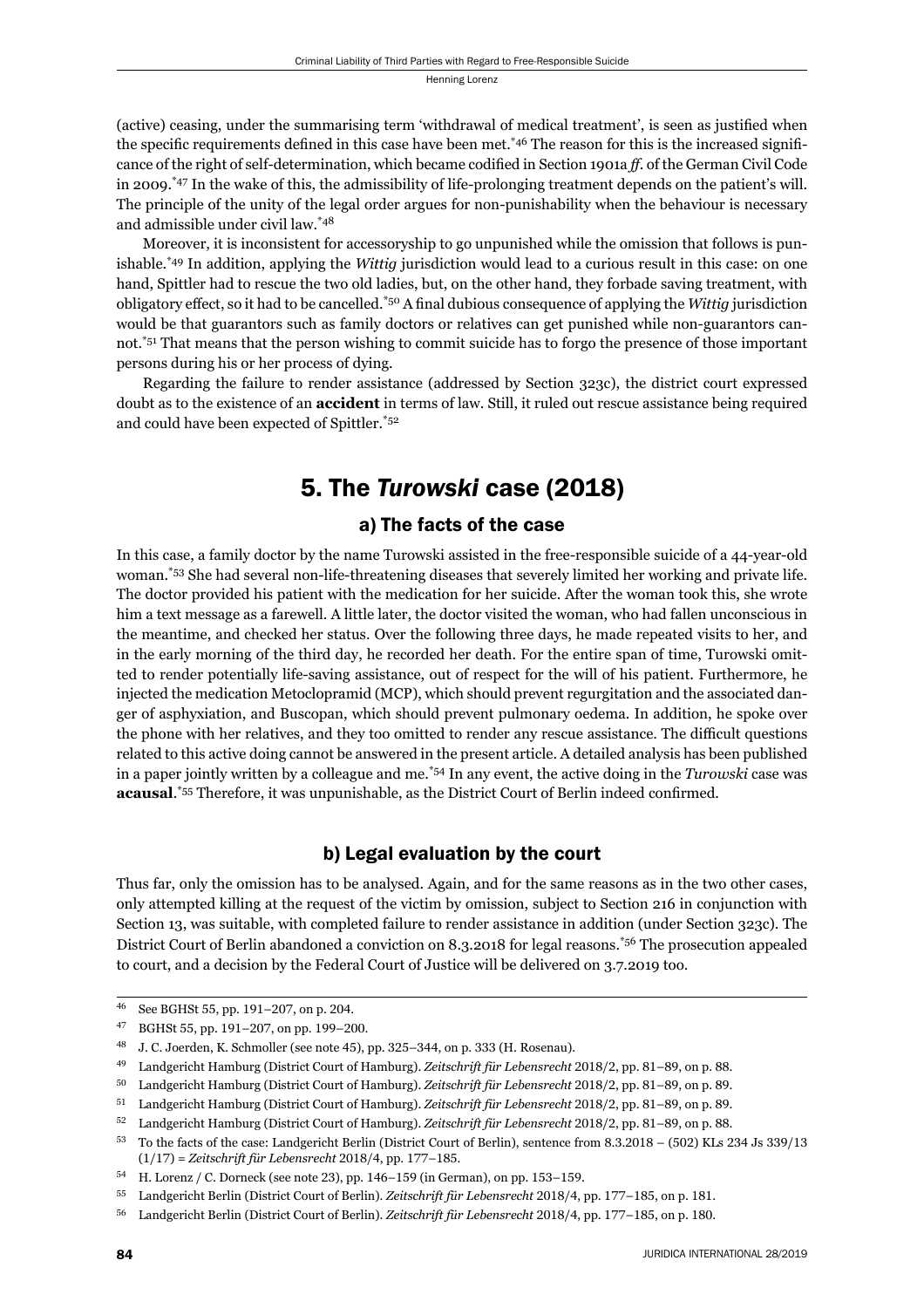(active) ceasing, under the summarising term 'withdrawal of medical treatment', is seen as justified when the specific requirements defined in this case have been met.[46] The reason for this is the increased significance of the right of self-determination, which became codified in Section 1901a *ff.* of the German Civil Code in 2009.[47] In the wake of this, the admissibility of life-prolonging treatment depends on the patient's will. The principle of the unity of the legal order argues for non-punishability when the behaviour is necessary and admissible under civil law.[48]

Moreover, it is inconsistent for accessoryship to go unpunished while the omission that follows is punishable.[49] In addition, applying the *Wittig* jurisdiction would lead to a curious result in this case: on one hand, Spittler had to rescue the two old ladies, but, on the other hand, they forbade saving treatment, with obligatory effect, so it had to be cancelled.[50] A final dubious consequence of applying the *Wittig* jurisdiction would be that guarantors such as family doctors or relatives can get punished while non-guarantors cannot.[51] That means that the person wishing to commit suicide has to forgo the presence of those important persons during his or her process of dying.

Regarding the failure to render assistance (addressed by Section 323c), the district court expressed doubt as to the existence of an **accident** in terms of law. Still, it ruled out rescue assistance being required and could have been expected of Spittler.[52]

## 5. The *Turowski* case (2018)

### a) The facts of the case

In this case, a family doctor by the name Turowski assisted in the free-responsible suicide of a 44-year-old woman.[53] She had several non-life-threatening diseases that severely limited her working and private life. The doctor provided his patient with the medication for her suicide. After the woman took this, she wrote him a text message as a farewell. A little later, the doctor visited the woman, who had fallen unconscious in the meantime, and checked her status. Over the following three days, he made repeated visits to her, and in the early morning of the third day, he recorded her death. For the entire span of time, Turowski omitted to render potentially life-saving assistance, out of respect for the will of his patient. Furthermore, he injected the medication Metoclopramid (MCP), which should prevent regurgitation and the associated danger of asphyxiation, and Buscopan, which should prevent pulmonary oedema. In addition, he spoke over the phone with her relatives, and they too omitted to render any rescue assistance. The difficult questions related to this active doing cannot be answered in the present article. A detailed analysis has been published in a paper jointly written by a colleague and me.[54] In any event, the active doing in the *Turowski* case was **acausal**.[55] Therefore, it was unpunishable, as the District Court of Berlin indeed confirmed.

### b) Legal evaluation by the court

Thus far, only the omission has to be analysed. Again, and for the same reasons as in the two other cases, only attempted killing at the request of the victim by omission, subject to Section 216 in conjunction with Section 13, was suitable, with completed failure to render assistance in addition (under Section 323c). The District Court of Berlin abandoned a conviction on 8.3.2018 for legal reasons.[56] The prosecution appealed to court, and a decision by the Federal Court of Justice will be delivered on 3.7.2019 too.

---

[46] See BGHSt 55, pp. 191–207, on p. 204.

[47] BGHSt 55, pp. 191–207, on pp. 199–200.

[48] J. C. Joerden, K. Schmoller (see note 45), pp. 325–344, on p. 333 (H. Rosenau).

[49] Landgericht Hamburg (District Court of Hamburg). *Zeitschrift für Lebensrecht* 2018/2, pp. 81–89, on p. 88.

[50] Landgericht Hamburg (District Court of Hamburg). *Zeitschrift für Lebensrecht* 2018/2, pp. 81–89, on p. 89.

[51] Landgericht Hamburg (District Court of Hamburg). *Zeitschrift für Lebensrecht* 2018/2, pp. 81–89, on p. 89.

[52] Landgericht Hamburg (District Court of Hamburg). *Zeitschrift für Lebensrecht* 2018/2, pp. 81–89, on p. 88.

[53] To the facts of the case: Landgericht Berlin (District Court of Berlin), sentence from 8.3.2018 – (502) KLs 234 Js 339/13 (1/17) = *Zeitschrift für Lebensrecht* 2018/4, pp. 177–185.

[54] H. Lorenz / C. Dorneck (see note 23), pp. 146–159 (in German), on pp. 153–159.

[55] Landgericht Berlin (District Court of Berlin). *Zeitschrift für Lebensrecht* 2018/4, pp. 177–185, on p. 181.

[56] Landgericht Berlin (District Court of Berlin). *Zeitschrift für Lebensrecht* 2018/4, pp. 177–185, on p. 180.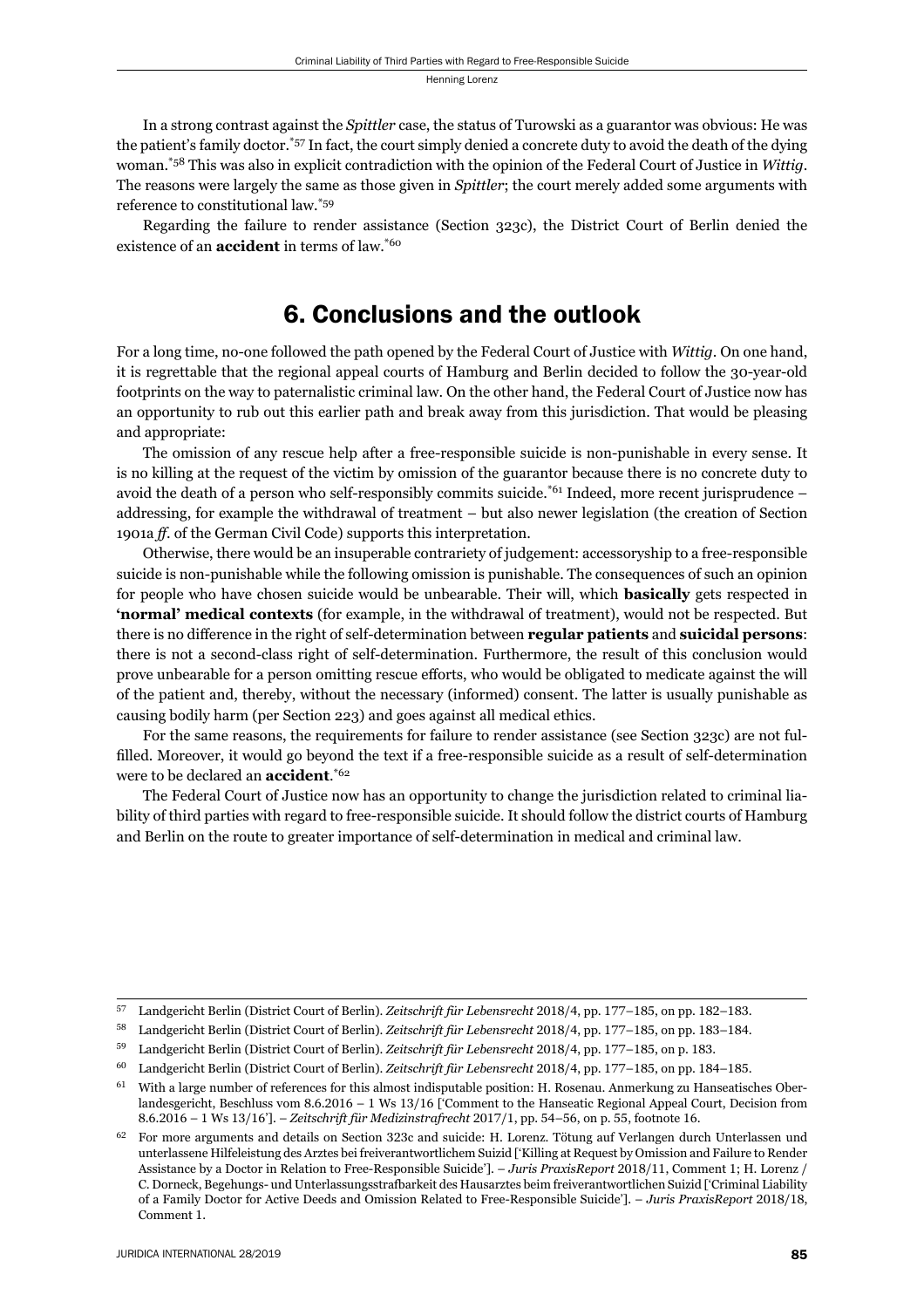In a strong contrast against the *Spittler* case, the status of Turowski as a guarantor was obvious: He was the patient's family doctor.[57] In fact, the court simply denied a concrete duty to avoid the death of the dying woman.[58] This was also in explicit contradiction with the opinion of the Federal Court of Justice in *Wittig*. The reasons were largely the same as those given in *Spittler*; the court merely added some arguments with reference to constitutional law.[59]

Regarding the failure to render assistance (Section 323c), the District Court of Berlin denied the existence of an **accident** in terms of law.[60]

## 6. Conclusions and the outlook

For a long time, no-one followed the path opened by the Federal Court of Justice with *Wittig*. On one hand, it is regrettable that the regional appeal courts of Hamburg and Berlin decided to follow the 30-year-old footprints on the way to paternalistic criminal law. On the other hand, the Federal Court of Justice now has an opportunity to rub out this earlier path and break away from this jurisdiction. That would be pleasing and appropriate:

The omission of any rescue help after a free-responsible suicide is non-punishable in every sense. It is no killing at the request of the victim by omission of the guarantor because there is no concrete duty to avoid the death of a person who self-responsibly commits suicide.[61] Indeed, more recent jurisprudence – addressing, for example the withdrawal of treatment – but also newer legislation (the creation of Section 1901a *ff*. of the German Civil Code) supports this interpretation.

Otherwise, there would be an insuperable contrariety of judgement: accessoryship to a free-responsible suicide is non-punishable while the following omission is punishable. The consequences of such an opinion for people who have chosen suicide would be unbearable. Their will, which **basically** gets respected in **'normal' medical contexts** (for example, in the withdrawal of treatment), would not be respected. But there is no difference in the right of self-determination between **regular patients** and **suicidal persons**: there is not a second-class right of self-determination. Furthermore, the result of this conclusion would prove unbearable for a person omitting rescue efforts, who would be obligated to medicate against the will of the patient and, thereby, without the necessary (informed) consent. The latter is usually punishable as causing bodily harm (per Section 223) and goes against all medical ethics.

For the same reasons, the requirements for failure to render assistance (see Section 323c) are not fulfilled. Moreover, it would go beyond the text if a free-responsible suicide as a result of self-determination were to be declared an **accident**.[62]

The Federal Court of Justice now has an opportunity to change the jurisdiction related to criminal liability of third parties with regard to free-responsible suicide. It should follow the district courts of Hamburg and Berlin on the route to greater importance of self-determination in medical and criminal law.

---

[57] Landgericht Berlin (District Court of Berlin). *Zeitschrift für Lebensrecht* 2018/4, pp. 177–185, on pp. 182–183.

[58] Landgericht Berlin (District Court of Berlin). *Zeitschrift für Lebensrecht* 2018/4, pp. 177–185, on pp. 183–184.

[59] Landgericht Berlin (District Court of Berlin). *Zeitschrift für Lebensrecht* 2018/4, pp. 177–185, on p. 183.

[60] Landgericht Berlin (District Court of Berlin). *Zeitschrift für Lebensrecht* 2018/4, pp. 177–185, on pp. 184–185.

[61] With a large number of references for this almost indisputable position: H. Rosenau. Anmerkung zu Hanseatisches Oberlandesgericht, Beschluss vom 8.6.2016 – 1 Ws 13/16 ['Comment to the Hanseatic Regional Appeal Court, Decision from 8.6.2016 – 1 Ws 13/16']. – *Zeitschrift für Medizinstrafrecht* 2017/1, pp. 54–56, on p. 55, footnote 16.

[62] For more arguments and details on Section 323c and suicide: H. Lorenz. Tötung auf Verlangen durch Unterlassen und unterlassene Hilfeleistung des Arztes bei freiverantwortlichem Suizid ['Killing at Request by Omission and Failure to Render Assistance by a Doctor in Relation to Free-Responsible Suicide']. – *Juris PraxisReport* 2018/11, Comment 1; H. Lorenz / C. Dorneck, Begehungs- und Unterlassungsstrafbarkeit des Hausarztes beim freiverantwortlichen Suizid ['Criminal Liability of a Family Doctor for Active Deeds and Omission Related to Free-Responsible Suicide']. – *Juris PraxisReport* 2018/18, Comment 1.